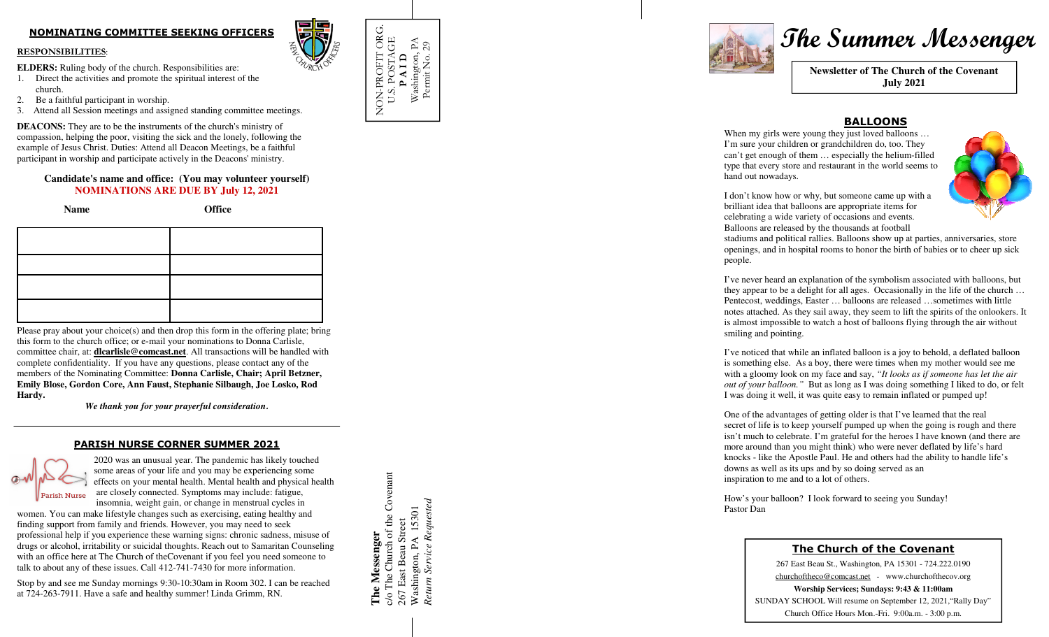## NOMINATING COMMITTEE SEEKING OFFICERS

**RESPONSIBILITIES**:

**ELDERS:** Ruling body of the church. Responsibilities are:

1. Direct the activities and promote the spiritual interest of the church.
2. Be a faithful participant in worship.
3. Attend all Session meetings and assigned standing committee meetings.

**DEACONS:** They are to be the instruments of the church's ministry of compassion, helping the poor, visiting the sick and the lonely, following the example of Jesus Christ. Duties: Attend all Deacon Meetings, be a faithful participant in worship and participate actively in the Deacons' ministry.

**Candidate's name and office: (You may volunteer yourself)**
**NOMINATIONS ARE DUE BY July 12, 2021**

| Name | Office |
|---|---|
| | |
| | |
| | |
| | |

Please pray about your choice(s) and then drop this form in the offering plate; bring this form to the church office; or e-mail your nominations to Donna Carlisle, committee chair, at: **dlcarlisle@comcast.net**. All transactions will be handled with complete confidentiality. If you have any questions, please contact any of the members of the Nominating Committee: **Donna Carlisle, Chair; April Betzner, Emily Blose, Gordon Core, Ann Faust, Stephanie Silbaugh, Joe Losko, Rod Hardy.**

***We thank you for your prayerful consideration.***

## PARISH NURSE CORNER SUMMER 2021

2020 was an unusual year. The pandemic has likely touched some areas of your life and you may be experiencing some effects on your mental health. Mental health and physical health are closely connected. Symptoms may include: fatigue, insomnia, weight gain, or change in menstrual cycles in women. You can make lifestyle changes such as exercising, eating healthy and finding support from family and friends. However, you may need to seek professional help if you experience these warning signs: chronic sadness, misuse of drugs or alcohol, irritability or suicidal thoughts. Reach out to Samaritan Counseling with an office here at The Church of theCovenant if you feel you need someone to talk to about any of these issues. Call 412-741-7430 for more information.

Stop by and see me Sunday mornings 9:30-10:30am in Room 302. I can be reached at 724-263-7911. Have a safe and healthy summer! Linda Grimm, RN.

NON-PROFIT ORG.
U.S. POSTAGE
**PAID**
Washington, PA
Permit No. 29

**The Messenger**
c/o The Church of the Covenant
267 East Beau Street
Washington, PA 15301
*Return Service Requested*

# The Summer Messenger

**Newsletter of The Church of the Covenant**
**July 2021**

## BALLOONS

When my girls were young they just loved balloons … I'm sure your children or grandchildren do, too. They can't get enough of them … especially the helium-filled type that every store and restaurant in the world seems to hand out nowadays.

I don't know how or why, but someone came up with a brilliant idea that balloons are appropriate items for celebrating a wide variety of occasions and events. Balloons are released by the thousands at football stadiums and political rallies. Balloons show up at parties, anniversaries, store openings, and in hospital rooms to honor the birth of babies or to cheer up sick people.

I've never heard an explanation of the symbolism associated with balloons, but they appear to be a delight for all ages. Occasionally in the life of the church … Pentecost, weddings, Easter … balloons are released …sometimes with little notes attached. As they sail away, they seem to lift the spirits of the onlookers. It is almost impossible to watch a host of balloons flying through the air without smiling and pointing.

I've noticed that while an inflated balloon is a joy to behold, a deflated balloon is something else. As a boy, there were times when my mother would see me with a gloomy look on my face and say, *"It looks as if someone has let the air out of your balloon."* But as long as I was doing something I liked to do, or felt I was doing it well, it was quite easy to remain inflated or pumped up!

One of the advantages of getting older is that I've learned that the real secret of life is to keep yourself pumped up when the going is rough and there isn't much to celebrate. I'm grateful for the heroes I have known (and there are more around than you might think) who were never deflated by life's hard knocks - like the Apostle Paul. He and others had the ability to handle life's downs as well as its ups and by so doing served as an inspiration to me and to a lot of others.

How's your balloon? I look forward to seeing you Sunday!
Pastor Dan

## The Church of the Covenant

267 East Beau St., Washington, PA 15301 - 724.222.0190
churchoftheco@comcast.net - www.churchofthecov.org
**Worship Services; Sundays: 9:43 & 11:00am**
SUNDAY SCHOOL Will resume on September 12, 2021,"Rally Day"
Church Office Hours Mon.-Fri. 9:00a.m. - 3:00 p.m.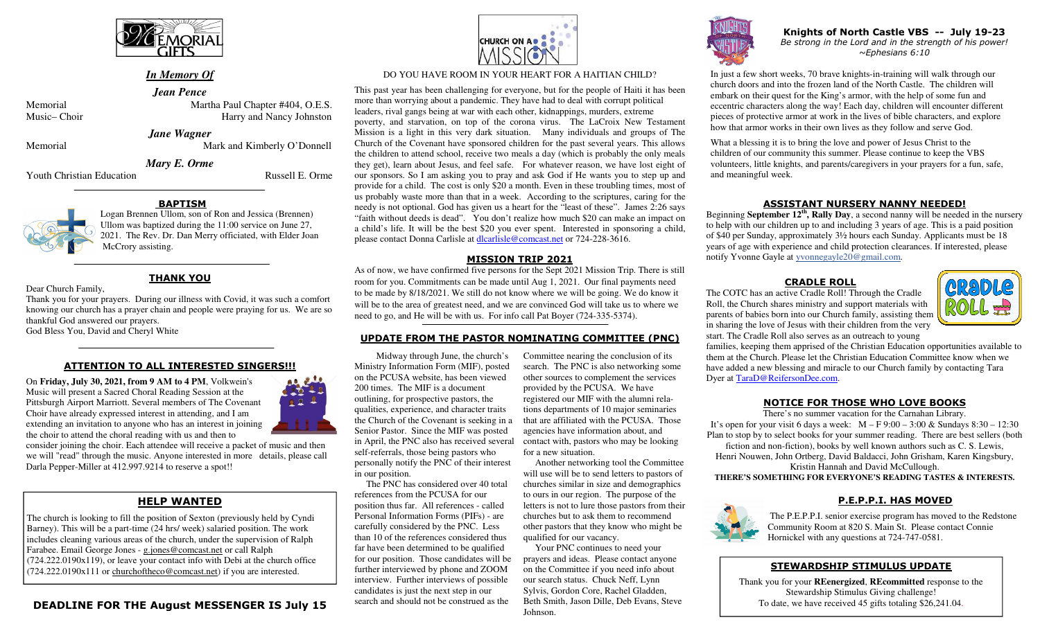# In Memory Of

***Jean Pence***

Memorial — Martha Paul Chapter #404, O.E.S.
Music– Choir — Harry and Nancy Johnston

***Jane Wagner***

Memorial — Mark and Kimberly O'Donnell

***Mary E. Orme***

Youth Christian Education — Russell E. Orme

## BAPTISM

Logan Brennen Ullom, son of Ron and Jessica (Brennen) Ullom was baptized during the 11:00 service on June 27, 2021. The Rev. Dr. Dan Merry officiated, with Elder Joan McCrory assisting.

## THANK YOU

Dear Church Family,

Thank you for your prayers. During our illness with Covid, it was such a comfort knowing our church has a prayer chain and people were praying for us. We are so thankful God answered our prayers.

God Bless You, David and Cheryl White

## ATTENTION TO ALL INTERESTED SINGERS!!!

On **Friday, July 30, 2021, from 9 AM to 4 PM**, Volkwein's Music will present a Sacred Choral Reading Session at the Pittsburgh Airport Marriott. Several members of The Covenant Choir have already expressed interest in attending, and I am extending an invitation to anyone who has an interest in joining the choir to attend the choral reading with us and then to consider joining the choir. Each attendee will receive a packet of music and then we will "read" through the music. Anyone interested in more details, please call Darla Pepper-Miller at 412.997.9214 to reserve a spot!!

## HELP WANTED

The church is looking to fill the position of Sexton (previously held by Cyndi Barney). This will be a part-time (24 hrs/ week) salaried position. The work includes cleaning various areas of the church, under the supervision of Ralph Farabee. Email George Jones - g.jones@comcast.net or call Ralph (724.222.0190x119), or leave your contact info with Debi at the church office (724.222.0190x111 or churchoftheco@comcast.net) if you are interested.

## DEADLINE FOR THE August MESSENGER IS July 15

# CHURCH ON A MISSION

DO YOU HAVE ROOM IN YOUR HEART FOR A HAITIAN CHILD?

This past year has been challenging for everyone, but for the people of Haiti it has been more than worrying about a pandemic. They have had to deal with corrupt political leaders, rival gangs being at war with each other, kidnappings, murders, extreme poverty, and starvation, on top of the corona virus. The LaCroix New Testament Mission is a light in this very dark situation. Many individuals and groups of The Church of the Covenant have sponsored children for the past several years. This allows the children to attend school, receive two meals a day (which is probably the only meals they get), learn about Jesus, and feel safe. For whatever reason, we have lost eight of our sponsors. So I am asking you to pray and ask God if He wants you to step up and provide for a child. The cost is only $20 a month. Even in these troubling times, most of us probably waste more than that in a week. According to the scriptures, caring for the needy is not optional. God has given us a heart for the "least of these". James 2:26 says "faith without deeds is dead". You don't realize how much $20 can make an impact on a child's life. It will be the best $20 you ever spent. Interested in sponsoring a child, please contact Donna Carlisle at dlcarlisle@comcast.net or 724-228-3616.

## MISSION TRIP 2021

As of now, we have confirmed five persons for the Sept 2021 Mission Trip. There is still room for you. Commitments can be made until Aug 1, 2021. Our final payments need to be made by 8/18/2021. We still do not know where we will be going. We do know it will be to the area of greatest need, and we are convinced God will take us to where we need to go, and He will be with us. For info call Pat Boyer (724-335-5374).

## UPDATE FROM THE PASTOR NOMINATING COMMITTEE (PNC)

Midway through June, the church's Ministry Information Form (MIF), posted on the PCUSA website, has been viewed 200 times. The MIF is a document outlining, for prospective pastors, the qualities, experience, and character traits the Church of the Covenant is seeking in a Senior Pastor. Since the MIF was posted in April, the PNC also has received several self-referrals, those being pastors who personally notify the PNC of their interest in our position.

The PNC has considered over 40 total references from the PCUSA for our position thus far. All references - called Personal Information Forms (PIFs) - are carefully considered by the PNC. Less than 10 of the references considered thus far have been determined to be qualified for our position. Those candidates will be further interviewed by phone and ZOOM interview. Further interviews of possible candidates is just the next step in our search and should not be construed as the Committee nearing the conclusion of its search. The PNC is also networking some other sources to complement the services provided by the PCUSA. We have registered our MIF with the alumni relations departments of 10 major seminaries that are affiliated with the PCUSA. Those agencies have information about, and contact with, pastors who may be looking for a new situation.

Another networking tool the Committee will use will be to send letters to pastors of churches similar in size and demographics to ours in our region. The purpose of the letters is not to lure those pastors from their churches but to ask them to recommend other pastors that they know who might be qualified for our vacancy.

Your PNC continues to need your prayers and ideas. Please contact anyone on the Committee if you need info about our search status. Chuck Neff, Lynn Sylvis, Gordon Core, Rachel Gladden, Beth Smith, Jason Dille, Deb Evans, Steve Johnson.

# Knights of North Castle VBS -- July 19-23

*Be strong in the Lord and in the strength of his power! ~Ephesians 6:10*

In just a few short weeks, 70 brave knights-in-training will walk through our church doors and into the frozen land of the North Castle. The children will embark on their quest for the King's armor, with the help of some fun and eccentric characters along the way! Each day, children will encounter different pieces of protective armor at work in the lives of bible characters, and explore how that armor works in their own lives as they follow and serve God.

What a blessing it is to bring the love and power of Jesus Christ to the children of our community this summer. Please continue to keep the VBS volunteers, little knights, and parents/caregivers in your prayers for a fun, safe, and meaningful week.

## ASSISTANT NURSERY NANNY NEEDED!

Beginning **September 12th, Rally Day**, a second nanny will be needed in the nursery to help with our children up to and including 3 years of age. This is a paid position of $40 per Sunday, approximately 3½ hours each Sunday. Applicants must be 18 years of age with experience and child protection clearances. If interested, please notify Yvonne Gayle at yvonnegayle20@gmail.com.

## CRADLE ROLL

The COTC has an active Cradle Roll! Through the Cradle Roll, the Church shares ministry and support materials with parents of babies born into our Church family, assisting them in sharing the love of Jesus with their children from the very start. The Cradle Roll also serves as an outreach to young families, keeping them apprised of the Christian Education opportunities available to them at the Church. Please let the Christian Education Committee know when we have added a new blessing and miracle to our Church family by contacting Tara Dyer at TaraD@ReifersonDee.com.

## NOTICE FOR THOSE WHO LOVE BOOKS

There's no summer vacation for the Carnahan Library.
It's open for your visit 6 days a week: M – F 9:00 – 3:00 & Sundays 8:30 – 12:30
Plan to stop by to select books for your summer reading. There are best sellers (both fiction and non-fiction), books by well known authors such as C. S. Lewis, Henri Nouwen, John Ortberg, David Baldacci, John Grisham, Karen Kingsbury, Kristin Hannah and David McCullough.
**THERE'S SOMETHING FOR EVERYONE'S READING TASTES & INTERESTS.**

## P.E.P.P.I. HAS MOVED

The P.E.P.P.I. senior exercise program has moved to the Redstone Community Room at 820 S. Main St. Please contact Connie Hornickel with any questions at 724-747-0581.

## STEWARDSHIP STIMULUS UPDATE

Thank you for your **REenergized**, **REcommitted** response to the Stewardship Stimulus Giving challenge!
To date, we have received 45 gifts totaling $26,241.04.